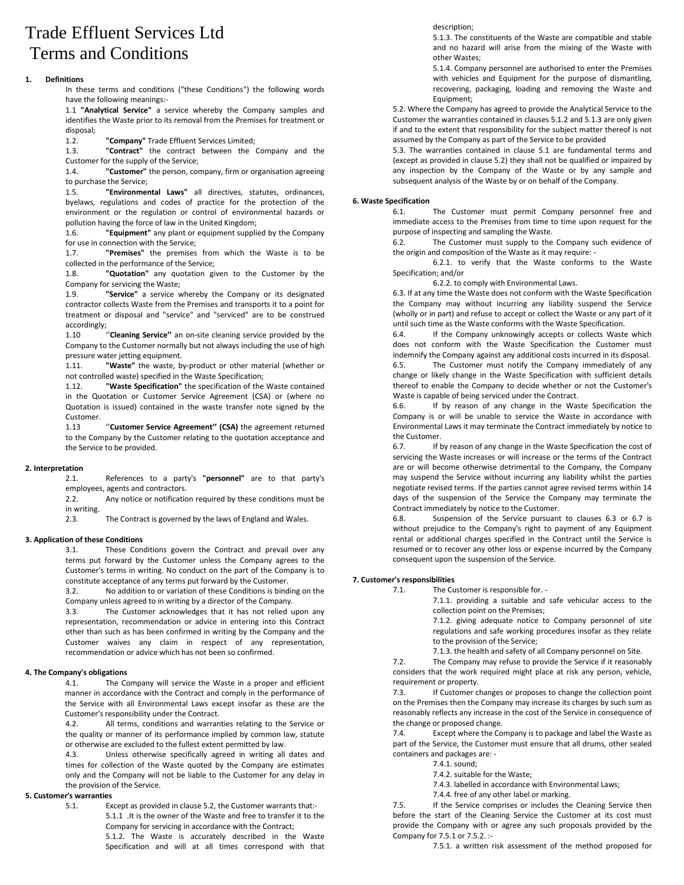# Trade Effluent Services Ltd Terms and Conditions

**1. Definitions**

In these terms and conditions ("these Conditions") the following words have the following meanings:-

1.1 **"Analytical Service"** a service whereby the Company samples and identifies the Waste prior to its removal from the Premises for treatment or disposal;

1.2. **"Company"** Trade Effluent Services Limited;

1.3. **"Contract"** the contract between the Company and the Customer for the supply of the Service;

1.4. **"Customer"** the person, company, firm or organisation agreeing to purchase the Service;

1.5. **"Environmental Laws"** all directives, statutes, ordinances, byelaws, regulations and codes of practice for the protection of the environment or the regulation or control of environmental hazards or pollution having the force of law in the United Kingdom;

1.6. **"Equipment"** any plant or equipment supplied by the Company for use in connection with the Service;

1.7. **"Premises"** the premises from which the Waste is to be collected in the performance of the Service;

1.8. **"Quotation"** any quotation given to the Customer by the Company for servicing the Waste;

1.9. **"Service"** a service whereby the Company or its designated contractor collects Waste from the Premises and transports it to a point for treatment or disposal and "service" and "serviced" are to be construed accordingly;

1.10 ''**Cleaning Service''** an on-site cleaning service provided by the Company to the Customer normally but not always including the use of high pressure water jetting equipment.

1.11. **"Waste"** the waste, by-product or other material (whether or not controlled waste) specified in the Waste Specification;

1.12. **"Waste Specification"** the specification of the Waste contained in the Quotation or Customer Service Agreement (CSA) or (where no Quotation is issued) contained in the waste transfer note signed by the Customer.

1.13 ''**Customer Service Agreement'' (CSA)** the agreement returned to the Company by the Customer relating to the quotation acceptance and the Service to be provided.

**2. Interpretation**

2.1. References to a party's **"personnel"** are to that party's employees, agents and contractors.

2.2. Any notice or notification required by these conditions must be in writing.

2.3. The Contract is governed by the laws of England and Wales.

**3. Application of these Conditions**

3.1. These Conditions govern the Contract and prevail over any terms put forward by the Customer unless the Company agrees to the Customer's terms in writing. No conduct on the part of the Company is to constitute acceptance of any terms put forward by the Customer.

3.2. No addition to or variation of these Conditions is binding on the Company unless agreed to in writing by a director of the Company.

3.3. The Customer acknowledges that it has not relied upon any representation, recommendation or advice in entering into this Contract other than such as has been confirmed in writing by the Company and the Customer waives any claim in respect of any representation, recommendation or advice which has not been so confirmed.

**4. The Company's obligations**

4.1. The Company will service the Waste in a proper and efficient manner in accordance with the Contract and comply in the performance of the Service with all Environmental Laws except insofar as these are the Customer's responsibility under the Contract.

4.2. All terms, conditions and warranties relating to the Service or the quality or manner of its performance implied by common law, statute or otherwise are excluded to the fullest extent permitted by law.

4.3. Unless otherwise specifically agreed in writing all dates and times for collection of the Waste quoted by the Company are estimates only and the Company will not be liable to the Customer for any delay in the provision of the Service.

**5. Customer's warranties**

5.1. Except as provided in clause 5.2, the Customer warrants that:-

5.1.1 .It is the owner of the Waste and free to transfer it to the Company for servicing in accordance with the Contract;

5.1.2. The Waste is accurately described in the Waste Specification and will at all times correspond with that description;

5.1.3. The constituents of the Waste are compatible and stable and no hazard will arise from the mixing of the Waste with other Wastes;

5.1.4. Company personnel are authorised to enter the Premises with vehicles and Equipment for the purpose of dismantling, recovering, packaging, loading and removing the Waste and Equipment;

5.2. Where the Company has agreed to provide the Analytical Service to the Customer the warranties contained in clauses 5.1.2 and 5.1.3 are only given if and to the extent that responsibility for the subject matter thereof is not assumed by the Company as part of the Service to be provided

5.3. The warranties contained in clause 5.1 are fundamental terms and (except as provided in clause 5.2) they shall not be qualified or impaired by any inspection by the Company of the Waste or by any sample and subsequent analysis of the Waste by or on behalf of the Company.

**6. Waste Specification**

6.1. The Customer must permit Company personnel free and immediate access to the Premises from time to time upon request for the purpose of inspecting and sampling the Waste.

6.2. The Customer must supply to the Company such evidence of the origin and composition of the Waste as it may require: -

6.2.1. to verify that the Waste conforms to the Waste Specification; and/or

6.2.2. to comply with Environmental Laws.

6.3. If at any time the Waste does not conform with the Waste Specification the Company may without incurring any liability suspend the Service (wholly or in part) and refuse to accept or collect the Waste or any part of it until such time as the Waste conforms with the Waste Specification.

6.4. If the Company unknowingly accepts or collects Waste which does not conform with the Waste Specification the Customer must indemnify the Company against any additional costs incurred in its disposal.

6.5. The Customer must notify the Company immediately of any change or likely change in the Waste Specification with sufficient details thereof to enable the Company to decide whether or not the Customer's Waste is capable of being serviced under the Contract.

6.6. If by reason of any change in the Waste Specification the Company is or will be unable to service the Waste in accordance with Environmental Laws it may terminate the Contract immediately by notice to the Customer.

6.7. If by reason of any change in the Waste Specification the cost of servicing the Waste increases or will increase or the terms of the Contract are or will become otherwise detrimental to the Company, the Company may suspend the Service without incurring any liability whilst the parties negotiate revised terms. If the parties cannot agree revised terms within 14 days of the suspension of the Service the Company may terminate the Contract immediately by notice to the Customer.

6.8. Suspension of the Service pursuant to clauses 6.3 or 6.7 is without prejudice to the Company's right to payment of any Equipment rental or additional charges specified in the Contract until the Service is resumed or to recover any other loss or expense incurred by the Company consequent upon the suspension of the Service.

**7. Customer's responsibilities**

7.1. The Customer is responsible for. -

7.1.1. providing a suitable and safe vehicular access to the collection point on the Premises;

7.1.2. giving adequate notice to Company personnel of site regulations and safe working procedures insofar as they relate to the provision of the Service;

7.1.3. the health and safety of all Company personnel on Site.

7.2. The Company may refuse to provide the Service if it reasonably considers that the work required might place at risk any person, vehicle, requirement or property.

7.3. If Customer changes or proposes to change the collection point on the Premises then the Company may increase its charges by such sum as reasonably reflects any increase in the cost of the Service in consequence of the change or proposed change.

7.4. Except where the Company is to package and label the Waste as part of the Service, the Customer must ensure that all drums, other sealed containers and packages are: -

7.4.1. sound;

7.4.2. suitable for the Waste;

7.4.3. labelled in accordance with Environmental Laws;

7.4.4. free of any other label or marking.

7.5. If the Service comprises or includes the Cleaning Service then before the start of the Cleaning Service the Customer at its cost must provide the Company with or agree any such proposals provided by the Company for 7.5.1 or 7.5.2. :-

7.5.1. a written risk assessment of the method proposed for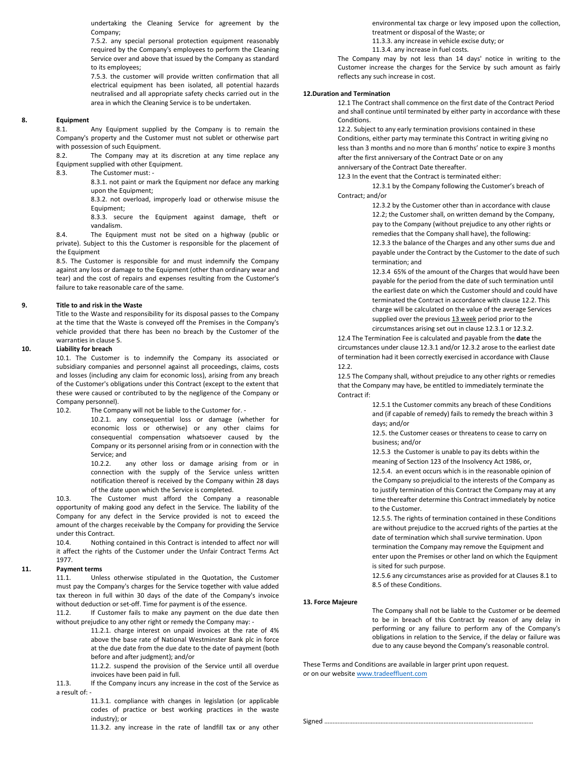undertaking the Cleaning Service for agreement by the Company;

7.5.2. any special personal protection equipment reasonably required by the Company's employees to perform the Cleaning Service over and above that issued by the Company as standard to its employees;

7.5.3. the customer will provide written confirmation that all electrical equipment has been isolated, all potential hazards neutralised and all appropriate safety checks carried out in the area in which the Cleaning Service is to be undertaken.

**8. Equipment**

8.1. Any Equipment supplied by the Company is to remain the Company's property and the Customer must not sublet or otherwise part with possession of such Equipment.

8.2. The Company may at its discretion at any time replace any Equipment supplied with other Equipment.

8.3. The Customer must: -

8.3.1. not paint or mark the Equipment nor deface any marking upon the Equipment;

8.3.2. not overload, improperly load or otherwise misuse the Equipment;

8.3.3. secure the Equipment against damage, theft or vandalism.

8.4. The Equipment must not be sited on a highway (public or private). Subject to this the Customer is responsible for the placement of the Equipment

8.5. The Customer is responsible for and must indemnify the Company against any loss or damage to the Equipment (other than ordinary wear and tear) and the cost of repairs and expenses resulting from the Customer's failure to take reasonable care of the same.

**9. Title to and risk in the Waste**

Title to the Waste and responsibility for its disposal passes to the Company at the time that the Waste is conveyed off the Premises in the Company's vehicle provided that there has been no breach by the Customer of the warranties in clause 5.

**10. Liability for breach**

10.1. The Customer is to indemnify the Company its associated or subsidiary companies and personnel against all proceedings, claims, costs and losses (including any claim for economic loss), arising from any breach of the Customer's obligations under this Contract (except to the extent that these were caused or contributed to by the negligence of the Company or Company personnel).

10.2. The Company will not be liable to the Customer for. -

10.2.1. any consequential loss or damage (whether for economic loss or otherwise) or any other claims for consequential compensation whatsoever caused by the Company or its personnel arising from or in connection with the Service; and

10.2.2. any other loss or damage arising from or in connection with the supply of the Service unless written notification thereof is received by the Company within 28 days of the date upon which the Service is completed.

10.3. The Customer must afford the Company a reasonable opportunity of making good any defect in the Service. The liability of the Company for any defect in the Service provided is not to exceed the amount of the charges receivable by the Company for providing the Service under this Contract.

10.4. Nothing contained in this Contract is intended to affect nor will it affect the rights of the Customer under the Unfair Contract Terms Act 1977.

**11. Payment terms**

11.1. Unless otherwise stipulated in the Quotation, the Customer must pay the Company's charges for the Service together with value added tax thereon in full within 30 days of the date of the Company's invoice without deduction or set-off. Time for payment is of the essence.

11.2. If Customer fails to make any payment on the due date then without prejudice to any other right or remedy the Company may: -

11.2.1. charge interest on unpaid invoices at the rate of 4% above the base rate of National Westminster Bank plc in force at the due date from the due date to the date of payment (both before and after judgment); and/or

11.2.2. suspend the provision of the Service until all overdue invoices have been paid in full.

11.3. If the Company incurs any increase in the cost of the Service as a result of: -

11.3.1. compliance with changes in legislation (or applicable codes of practice or best working practices in the waste industry); or

11.3.2. any increase in the rate of landfill tax or any other environmental tax charge or levy imposed upon the collection, treatment or disposal of the Waste; or

11.3.3. any increase in vehicle excise duty; or

11.3.4. any increase in fuel costs.

The Company may by not less than 14 days' notice in writing to the Customer increase the charges for the Service by such amount as fairly reflects any such increase in cost.

**12. Duration and Termination**

12.1 The Contract shall commence on the first date of the Contract Period and shall continue until terminated by either party in accordance with these Conditions.

12.2. Subject to any early termination provisions contained in these Conditions, either party may terminate this Contract in writing giving no less than 3 months and no more than 6 months' notice to expire 3 months after the first anniversary of the Contract Date or on any anniversary of the Contract Date thereafter.

12.3 In the event that the Contract is terminated either:

12.3.1 by the Company following the Customer's breach of Contract; and/or

12.3.2 by the Customer other than in accordance with clause 12.2; the Customer shall, on written demand by the Company, pay to the Company (without prejudice to any other rights or remedies that the Company shall have), the following:

12.3.3 the balance of the Charges and any other sums due and payable under the Contract by the Customer to the date of such termination; and

12.3.4 65% of the amount of the Charges that would have been payable for the period from the date of such termination until the earliest date on which the Customer should and could have terminated the Contract in accordance with clause 12.2. This charge will be calculated on the value of the average Services supplied over the previous 13 week period prior to the circumstances arising set out in clause 12.3.1 or 12.3.2.

12.4 The Termination Fee is calculated and payable from the **date** the circumstances under clause 12.3.1 and/or 12.3.2 arose to the earliest date of termination had it been correctly exercised in accordance with Clause 12.2.

12.5 The Company shall, without prejudice to any other rights or remedies that the Company may have, be entitled to immediately terminate the Contract if:

12.5.1 the Customer commits any breach of these Conditions and (if capable of remedy) fails to remedy the breach within 3 days; and/or

12.5. the Customer ceases or threatens to cease to carry on business; and/or

12.5.3 the Customer is unable to pay its debts within the meaning of Section 123 of the Insolvency Act 1986, or,

12.5.4. an event occurs which is in the reasonable opinion of the Company so prejudicial to the interests of the Company as to justify termination of this Contract the Company may at any time thereafter determine this Contract immediately by notice to the Customer.

12.5.5. The rights of termination contained in these Conditions are without prejudice to the accrued rights of the parties at the date of termination which shall survive termination. Upon termination the Company may remove the Equipment and enter upon the Premises or other land on which the Equipment is sited for such purpose.

12.5.6 any circumstances arise as provided for at Clauses 8.1 to 8.5 of these Conditions.

**13. Force Majeure**

The Company shall not be liable to the Customer or be deemed to be in breach of this Contract by reason of any delay in performing or any failure to perform any of the Company's obligations in relation to the Service, if the delay or failure was due to any cause beyond the Company's reasonable control.

These Terms and Conditions are available in larger print upon request.
or on our website www.tradeeffluent.com

Signed ……………………………………………………………………………………………………………